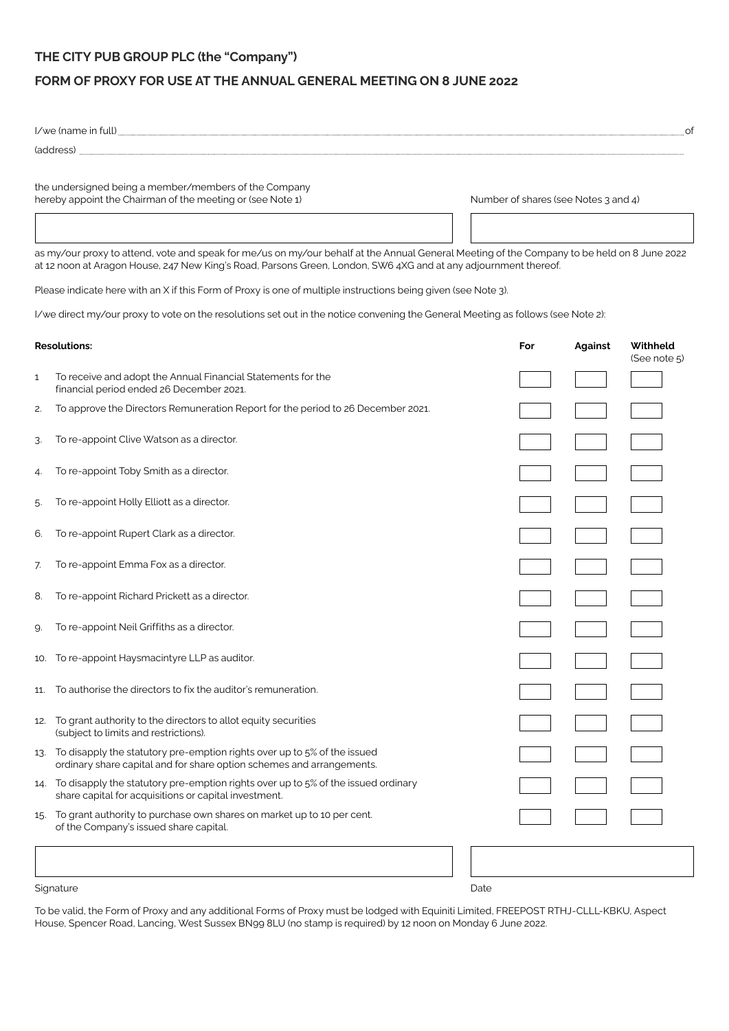## THE CITY PUB GROUP PLC (the "Company")

## FORM OF PROXY FOR USE AT THE ANNUAL GENERAL MEETING ON 8 JUNE 2022

I/we (name in full) .................................................................................................................................................. of

(address) ..................................................................................................................................................................

the undersigned being a member/members of the Company
hereby appoint the Chairman of the meeting or (see Note 1)

Number of shares (see Notes 3 and 4)

as my/our proxy to attend, vote and speak for me/us on my/our behalf at the Annual General Meeting of the Company to be held on 8 June 2022 at 12 noon at Aragon House, 247 New King's Road, Parsons Green, London, SW6 4XG and at any adjournment thereof.

Please indicate here with an X if this Form of Proxy is one of multiple instructions being given (see Note 3).

I/we direct my/our proxy to vote on the resolutions set out in the notice convening the General Meeting as follows (see Note 2):

| | Resolutions: | For | Against | Withheld (See note 5) |
|---|---|---|---|---|
| 1 | To receive and adopt the Annual Financial Statements for the financial period ended 26 December 2021. | | | |
| 2. | To approve the Directors Remuneration Report for the period to 26 December 2021. | | | |
| 3. | To re-appoint Clive Watson as a director. | | | |
| 4. | To re-appoint Toby Smith as a director. | | | |
| 5. | To re-appoint Holly Elliott as a director. | | | |
| 6. | To re-appoint Rupert Clark as a director. | | | |
| 7. | To re-appoint Emma Fox as a director. | | | |
| 8. | To re-appoint Richard Prickett as a director. | | | |
| 9. | To re-appoint Neil Griffiths as a director. | | | |
| 10. | To re-appoint Haysmacintyre LLP as auditor. | | | |
| 11. | To authorise the directors to fix the auditor's remuneration. | | | |
| 12. | To grant authority to the directors to allot equity securities (subject to limits and restrictions). | | | |
| 13. | To disapply the statutory pre-emption rights over up to 5% of the issued ordinary share capital and for share option schemes and arrangements. | | | |
| 14. | To disapply the statutory pre-emption rights over up to 5% of the issued ordinary share capital for acquisitions or capital investment. | | | |
| 15. | To grant authority to purchase own shares on market up to 10 per cent. of the Company's issued share capital. | | | |

Signature

Date

To be valid, the Form of Proxy and any additional Forms of Proxy must be lodged with Equiniti Limited, FREEPOST RTHJ-CLLL-KBKU, Aspect House, Spencer Road, Lancing, West Sussex BN99 8LU (no stamp is required) by 12 noon on Monday 6 June 2022.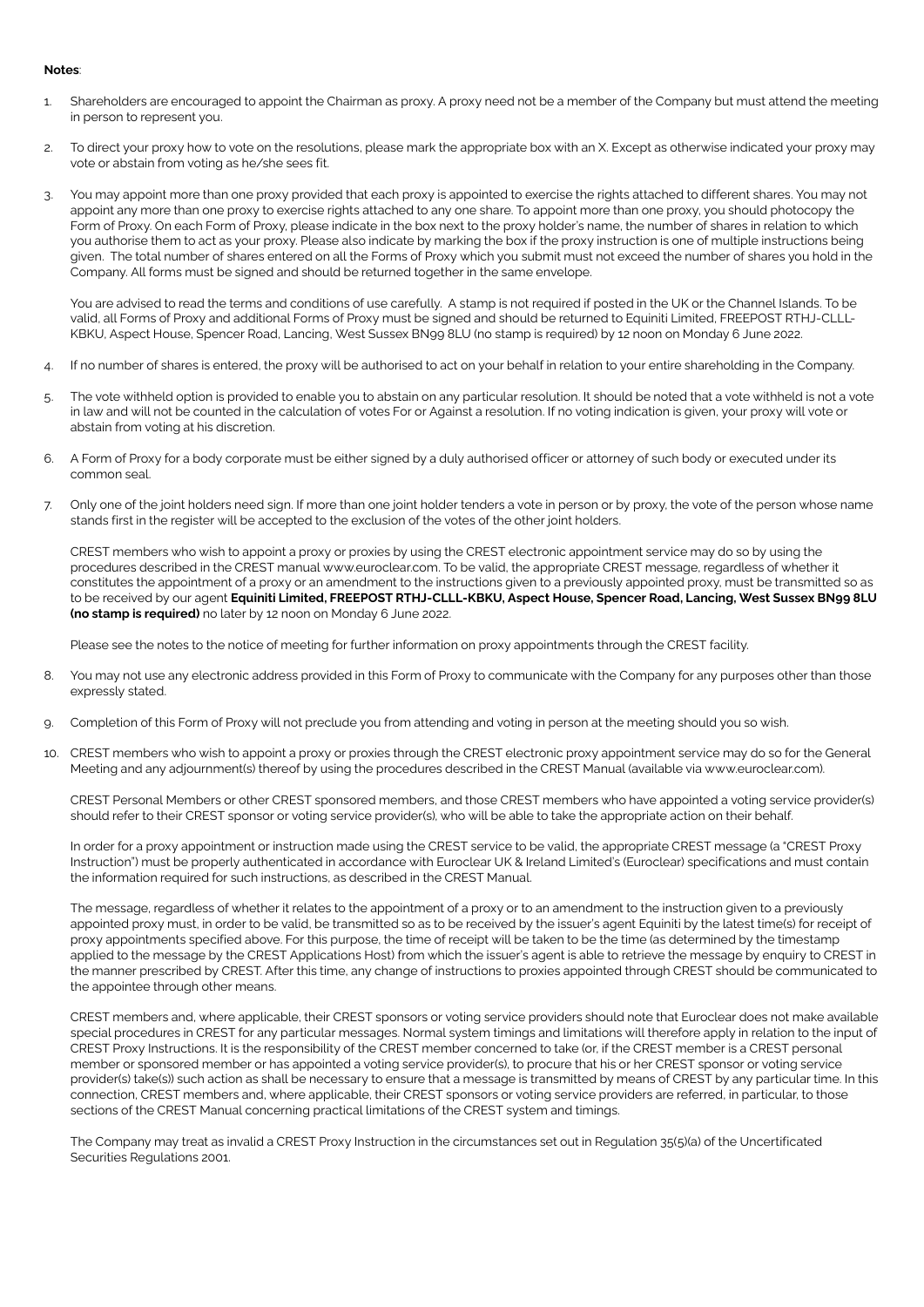**Notes**:

1. Shareholders are encouraged to appoint the Chairman as proxy. A proxy need not be a member of the Company but must attend the meeting in person to represent you.

2. To direct your proxy how to vote on the resolutions, please mark the appropriate box with an X. Except as otherwise indicated your proxy may vote or abstain from voting as he/she sees fit.

3. You may appoint more than one proxy provided that each proxy is appointed to exercise the rights attached to different shares. You may not appoint any more than one proxy to exercise rights attached to any one share. To appoint more than one proxy, you should photocopy the Form of Proxy. On each Form of Proxy, please indicate in the box next to the proxy holder's name, the number of shares in relation to which you authorise them to act as your proxy. Please also indicate by marking the box if the proxy instruction is one of multiple instructions being given. The total number of shares entered on all the Forms of Proxy which you submit must not exceed the number of shares you hold in the Company. All forms must be signed and should be returned together in the same envelope.

   You are advised to read the terms and conditions of use carefully. A stamp is not required if posted in the UK or the Channel Islands. To be valid, all Forms of Proxy and additional Forms of Proxy must be signed and should be returned to Equiniti Limited, FREEPOST RTHJ-CLLL-KBKU, Aspect House, Spencer Road, Lancing, West Sussex BN99 8LU (no stamp is required) by 12 noon on Monday 6 June 2022.

4. If no number of shares is entered, the proxy will be authorised to act on your behalf in relation to your entire shareholding in the Company.

5. The vote withheld option is provided to enable you to abstain on any particular resolution. It should be noted that a vote withheld is not a vote in law and will not be counted in the calculation of votes For or Against a resolution. If no voting indication is given, your proxy will vote or abstain from voting at his discretion.

6. A Form of Proxy for a body corporate must be either signed by a duly authorised officer or attorney of such body or executed under its common seal.

7. Only one of the joint holders need sign. If more than one joint holder tenders a vote in person or by proxy, the vote of the person whose name stands first in the register will be accepted to the exclusion of the votes of the other joint holders.

   CREST members who wish to appoint a proxy or proxies by using the CREST electronic appointment service may do so by using the procedures described in the CREST manual www.euroclear.com. To be valid, the appropriate CREST message, regardless of whether it constitutes the appointment of a proxy or an amendment to the instructions given to a previously appointed proxy, must be transmitted so as to be received by our agent **Equiniti Limited, FREEPOST RTHJ-CLLL-KBKU, Aspect House, Spencer Road, Lancing, West Sussex BN99 8LU (no stamp is required)** no later by 12 noon on Monday 6 June 2022.

   Please see the notes to the notice of meeting for further information on proxy appointments through the CREST facility.

8. You may not use any electronic address provided in this Form of Proxy to communicate with the Company for any purposes other than those expressly stated.

9. Completion of this Form of Proxy will not preclude you from attending and voting in person at the meeting should you so wish.

10. CREST members who wish to appoint a proxy or proxies through the CREST electronic proxy appointment service may do so for the General Meeting and any adjournment(s) thereof by using the procedures described in the CREST Manual (available via www.euroclear.com).

    CREST Personal Members or other CREST sponsored members, and those CREST members who have appointed a voting service provider(s) should refer to their CREST sponsor or voting service provider(s), who will be able to take the appropriate action on their behalf.

    In order for a proxy appointment or instruction made using the CREST service to be valid, the appropriate CREST message (a "CREST Proxy Instruction") must be properly authenticated in accordance with Euroclear UK & Ireland Limited's (Euroclear) specifications and must contain the information required for such instructions, as described in the CREST Manual.

    The message, regardless of whether it relates to the appointment of a proxy or to an amendment to the instruction given to a previously appointed proxy must, in order to be valid, be transmitted so as to be received by the issuer's agent Equiniti by the latest time(s) for receipt of proxy appointments specified above. For this purpose, the time of receipt will be taken to be the time (as determined by the timestamp applied to the message by the CREST Applications Host) from which the issuer's agent is able to retrieve the message by enquiry to CREST in the manner prescribed by CREST. After this time, any change of instructions to proxies appointed through CREST should be communicated to the appointee through other means.

    CREST members and, where applicable, their CREST sponsors or voting service providers should note that Euroclear does not make available special procedures in CREST for any particular messages. Normal system timings and limitations will therefore apply in relation to the input of CREST Proxy Instructions. It is the responsibility of the CREST member concerned to take (or, if the CREST member is a CREST personal member or sponsored member or has appointed a voting service provider(s), to procure that his or her CREST sponsor or voting service provider(s) take(s)) such action as shall be necessary to ensure that a message is transmitted by means of CREST by any particular time. In this connection, CREST members and, where applicable, their CREST sponsors or voting service providers are referred, in particular, to those sections of the CREST Manual concerning practical limitations of the CREST system and timings.

    The Company may treat as invalid a CREST Proxy Instruction in the circumstances set out in Regulation 35(5)(a) of the Uncertificated Securities Regulations 2001.